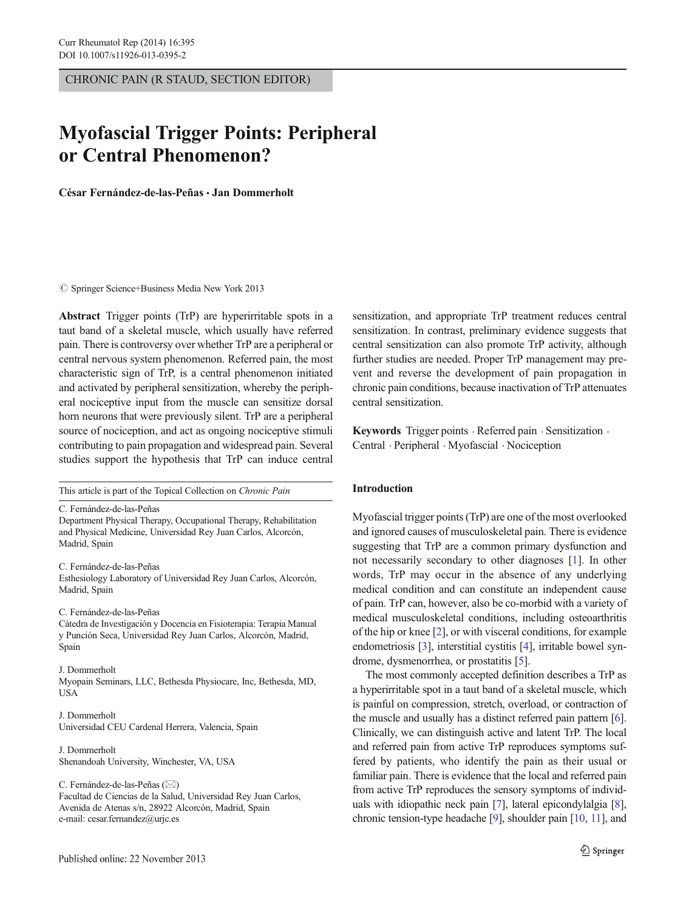CHRONIC PAIN (R STAUD, SECTION EDITOR)

# Myofascial Trigger Points: Peripheral or Central Phenomenon?

**César Fernández-de-las-Peñas · Jan Dommerholt**

© Springer Science+Business Media New York 2013

**Abstract** Trigger points (TrP) are hyperirritable spots in a taut band of a skeletal muscle, which usually have referred pain. There is controversy over whether TrP are a peripheral or central nervous system phenomenon. Referred pain, the most characteristic sign of TrP, is a central phenomenon initiated and activated by peripheral sensitization, whereby the peripheral nociceptive input from the muscle can sensitize dorsal horn neurons that were previously silent. TrP are a peripheral source of nociception, and act as ongoing nociceptive stimuli contributing to pain propagation and widespread pain. Several studies support the hypothesis that TrP can induce central sensitization, and appropriate TrP treatment reduces central sensitization. In contrast, preliminary evidence suggests that central sensitization can also promote TrP activity, although further studies are needed. Proper TrP management may prevent and reverse the development of pain propagation in chronic pain conditions, because inactivation of TrP attenuates central sensitization.

**Keywords** Trigger points · Referred pain · Sensitization · Central · Peripheral · Myofascial · Nociception

This article is part of the Topical Collection on *Chronic Pain*

C. Fernández-de-las-Peñas
Department Physical Therapy, Occupational Therapy, Rehabilitation and Physical Medicine, Universidad Rey Juan Carlos, Alcorcón, Madrid, Spain

C. Fernández-de-las-Peñas
Esthesiology Laboratory of Universidad Rey Juan Carlos, Alcorcón, Madrid, Spain

C. Fernández-de-las-Peñas
Cátedra de Investigación y Docencia en Fisioterapia: Terapia Manual y Punción Seca, Universidad Rey Juan Carlos, Alcorcón, Madrid, Spain

J. Dommerholt
Myopain Seminars, LLC, Bethesda Physiocare, Inc, Bethesda, MD, USA

J. Dommerholt
Universidad CEU Cardenal Herrera, Valencia, Spain

J. Dommerholt
Shenandoah University, Winchester, VA, USA

C. Fernández-de-las-Peñas (✉)
Facultad de Ciencias de la Salud, Universidad Rey Juan Carlos, Avenida de Atenas s/n, 28922 Alcorcón, Madrid, Spain
e-mail: cesar.fernandez@urjc.es

Published online: 22 November 2013

## Introduction

Myofascial trigger points (TrP) are one of the most overlooked and ignored causes of musculoskeletal pain. There is evidence suggesting that TrP are a common primary dysfunction and not necessarily secondary to other diagnoses [1]. In other words, TrP may occur in the absence of any underlying medical condition and can constitute an independent cause of pain. TrP can, however, also be co-morbid with a variety of medical musculoskeletal conditions, including osteoarthritis of the hip or knee [2], or with visceral conditions, for example endometriosis [3], interstitial cystitis [4], irritable bowel syndrome, dysmenorrhea, or prostatitis [5].

The most commonly accepted definition describes a TrP as a hyperirritable spot in a taut band of a skeletal muscle, which is painful on compression, stretch, overload, or contraction of the muscle and usually has a distinct referred pain pattern [6]. Clinically, we can distinguish active and latent TrP. The local and referred pain from active TrP reproduces symptoms suffered by patients, who identify the pain as their usual or familiar pain. There is evidence that the local and referred pain from active TrP reproduces the sensory symptoms of individuals with idiopathic neck pain [7], lateral epicondylalgia [8], chronic tension-type headache [9], shoulder pain [10, 11], and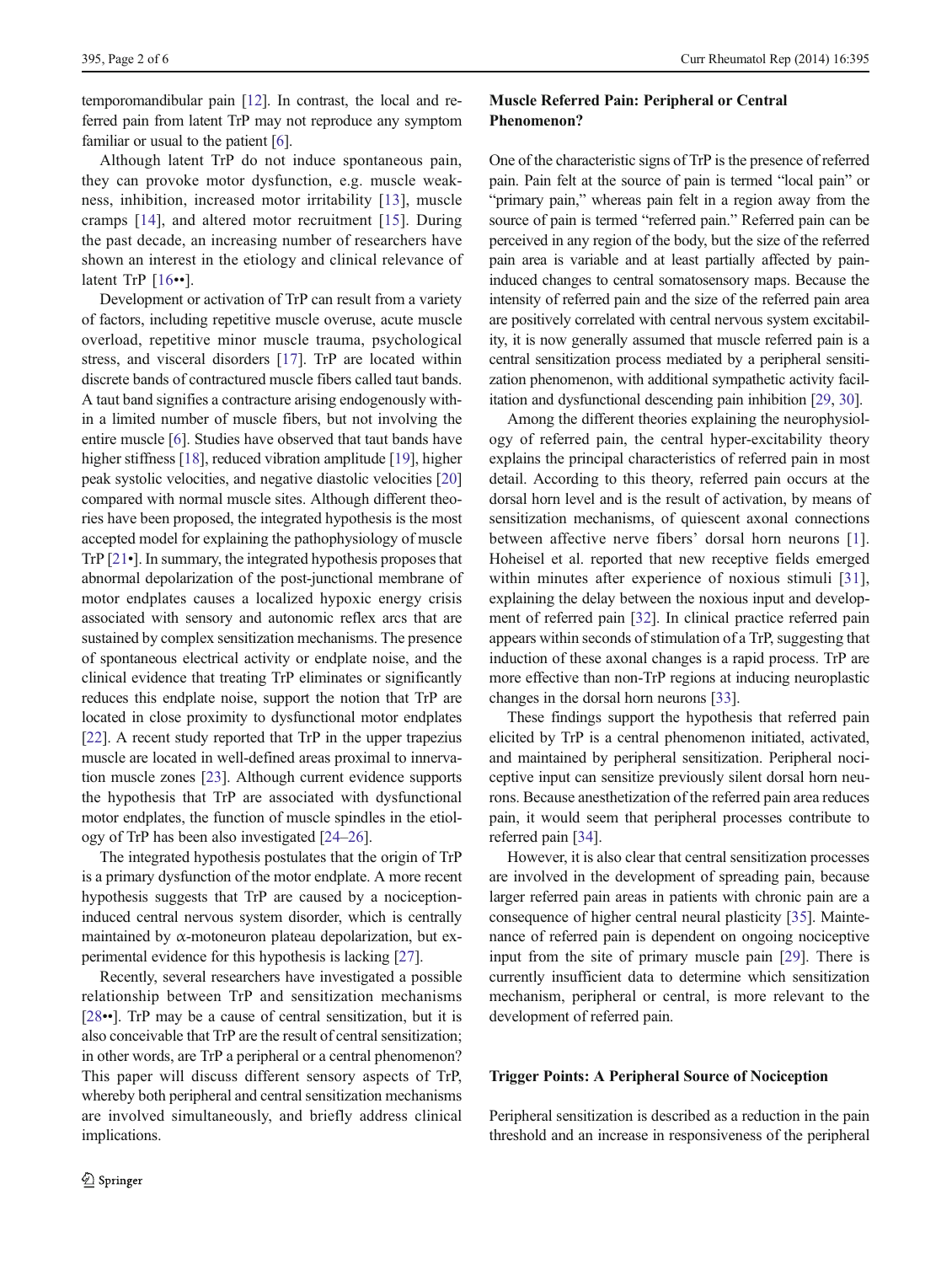temporomandibular pain [12]. In contrast, the local and referred pain from latent TrP may not reproduce any symptom familiar or usual to the patient [6].

Although latent TrP do not induce spontaneous pain, they can provoke motor dysfunction, e.g. muscle weakness, inhibition, increased motor irritability [13], muscle cramps [14], and altered motor recruitment [15]. During the past decade, an increasing number of researchers have shown an interest in the etiology and clinical relevance of latent TrP [16••].

Development or activation of TrP can result from a variety of factors, including repetitive muscle overuse, acute muscle overload, repetitive minor muscle trauma, psychological stress, and visceral disorders [17]. TrP are located within discrete bands of contractured muscle fibers called taut bands. A taut band signifies a contracture arising endogenously within a limited number of muscle fibers, but not involving the entire muscle [6]. Studies have observed that taut bands have higher stiffness [18], reduced vibration amplitude [19], higher peak systolic velocities, and negative diastolic velocities [20] compared with normal muscle sites. Although different theories have been proposed, the integrated hypothesis is the most accepted model for explaining the pathophysiology of muscle TrP [21•]. In summary, the integrated hypothesis proposes that abnormal depolarization of the post-junctional membrane of motor endplates causes a localized hypoxic energy crisis associated with sensory and autonomic reflex arcs that are sustained by complex sensitization mechanisms. The presence of spontaneous electrical activity or endplate noise, and the clinical evidence that treating TrP eliminates or significantly reduces this endplate noise, support the notion that TrP are located in close proximity to dysfunctional motor endplates [22]. A recent study reported that TrP in the upper trapezius muscle are located in well-defined areas proximal to innervation muscle zones [23]. Although current evidence supports the hypothesis that TrP are associated with dysfunctional motor endplates, the function of muscle spindles in the etiology of TrP has been also investigated [24–26].

The integrated hypothesis postulates that the origin of TrP is a primary dysfunction of the motor endplate. A more recent hypothesis suggests that TrP are caused by a nociception-induced central nervous system disorder, which is centrally maintained by α-motoneuron plateau depolarization, but experimental evidence for this hypothesis is lacking [27].

Recently, several researchers have investigated a possible relationship between TrP and sensitization mechanisms [28••]. TrP may be a cause of central sensitization, but it is also conceivable that TrP are the result of central sensitization; in other words, are TrP a peripheral or a central phenomenon? This paper will discuss different sensory aspects of TrP, whereby both peripheral and central sensitization mechanisms are involved simultaneously, and briefly address clinical implications.

## Muscle Referred Pain: Peripheral or Central Phenomenon?

One of the characteristic signs of TrP is the presence of referred pain. Pain felt at the source of pain is termed "local pain" or "primary pain," whereas pain felt in a region away from the source of pain is termed "referred pain." Referred pain can be perceived in any region of the body, but the size of the referred pain area is variable and at least partially affected by pain-induced changes to central somatosensory maps. Because the intensity of referred pain and the size of the referred pain area are positively correlated with central nervous system excitability, it is now generally assumed that muscle referred pain is a central sensitization process mediated by a peripheral sensitization phenomenon, with additional sympathetic activity facilitation and dysfunctional descending pain inhibition [29, 30].

Among the different theories explaining the neurophysiology of referred pain, the central hyper-excitability theory explains the principal characteristics of referred pain in most detail. According to this theory, referred pain occurs at the dorsal horn level and is the result of activation, by means of sensitization mechanisms, of quiescent axonal connections between affective nerve fibers' dorsal horn neurons [1]. Hoheisel et al. reported that new receptive fields emerged within minutes after experience of noxious stimuli [31], explaining the delay between the noxious input and development of referred pain [32]. In clinical practice referred pain appears within seconds of stimulation of a TrP, suggesting that induction of these axonal changes is a rapid process. TrP are more effective than non-TrP regions at inducing neuroplastic changes in the dorsal horn neurons [33].

These findings support the hypothesis that referred pain elicited by TrP is a central phenomenon initiated, activated, and maintained by peripheral sensitization. Peripheral nociceptive input can sensitize previously silent dorsal horn neurons. Because anesthetization of the referred pain area reduces pain, it would seem that peripheral processes contribute to referred pain [34].

However, it is also clear that central sensitization processes are involved in the development of spreading pain, because larger referred pain areas in patients with chronic pain are a consequence of higher central neural plasticity [35]. Maintenance of referred pain is dependent on ongoing nociceptive input from the site of primary muscle pain [29]. There is currently insufficient data to determine which sensitization mechanism, peripheral or central, is more relevant to the development of referred pain.

## Trigger Points: A Peripheral Source of Nociception

Peripheral sensitization is described as a reduction in the pain threshold and an increase in responsiveness of the peripheral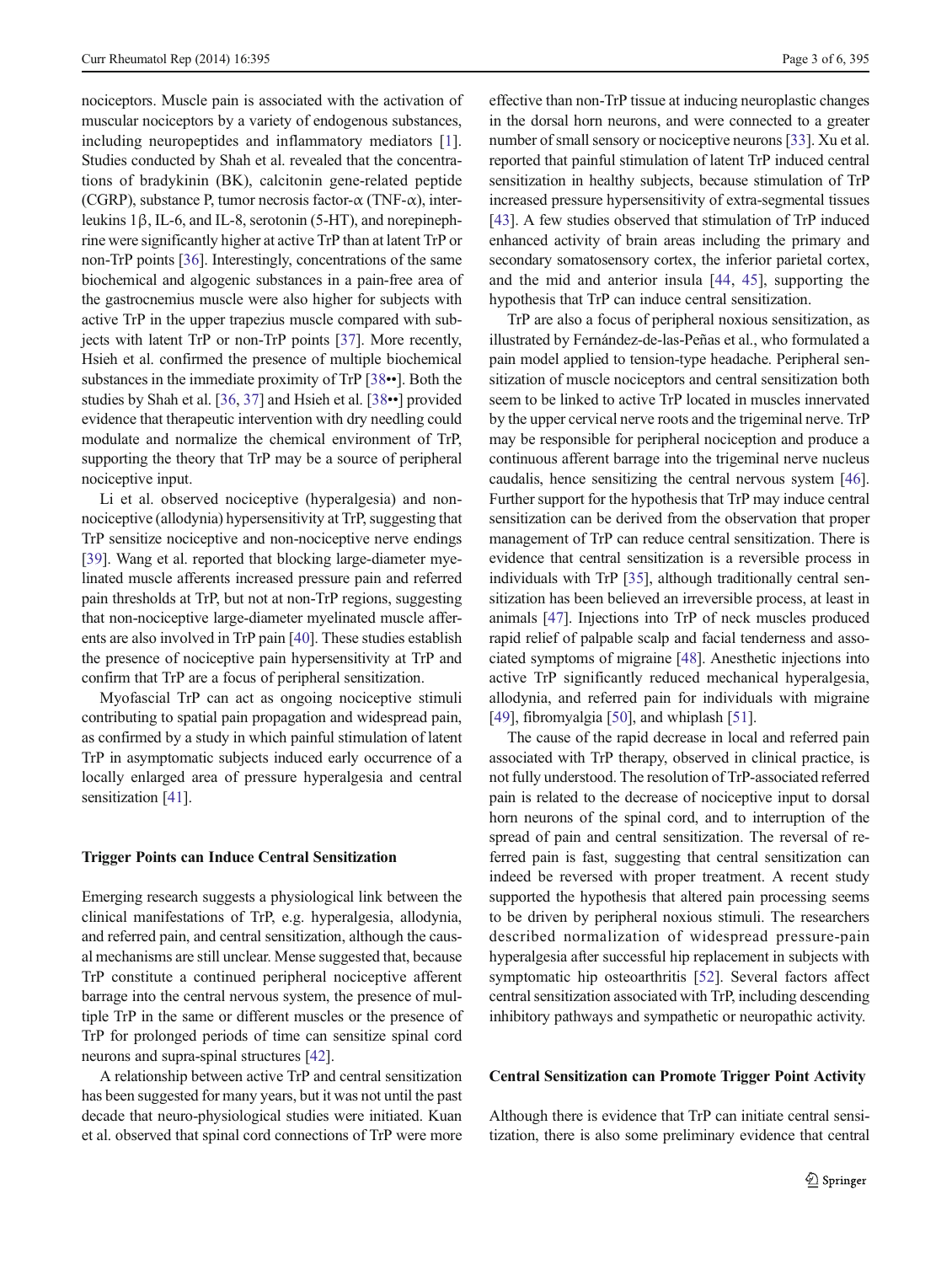nociceptors. Muscle pain is associated with the activation of muscular nociceptors by a variety of endogenous substances, including neuropeptides and inflammatory mediators [1]. Studies conducted by Shah et al. revealed that the concentrations of bradykinin (BK), calcitonin gene-related peptide (CGRP), substance P, tumor necrosis factor-α (TNF-α), interleukins 1β, IL-6, and IL-8, serotonin (5-HT), and norepinephrine were significantly higher at active TrP than at latent TrP or non-TrP points [36]. Interestingly, concentrations of the same biochemical and algogenic substances in a pain-free area of the gastrocnemius muscle were also higher for subjects with active TrP in the upper trapezius muscle compared with subjects with latent TrP or non-TrP points [37]. More recently, Hsieh et al. confirmed the presence of multiple biochemical substances in the immediate proximity of TrP [38••]. Both the studies by Shah et al. [36, 37] and Hsieh et al. [38••] provided evidence that therapeutic intervention with dry needling could modulate and normalize the chemical environment of TrP, supporting the theory that TrP may be a source of peripheral nociceptive input.

Li et al. observed nociceptive (hyperalgesia) and non-nociceptive (allodynia) hypersensitivity at TrP, suggesting that TrP sensitize nociceptive and non-nociceptive nerve endings [39]. Wang et al. reported that blocking large-diameter myelinated muscle afferents increased pressure pain and referred pain thresholds at TrP, but not at non-TrP regions, suggesting that non-nociceptive large-diameter myelinated muscle afferents are also involved in TrP pain [40]. These studies establish the presence of nociceptive pain hypersensitivity at TrP and confirm that TrP are a focus of peripheral sensitization.

Myofascial TrP can act as ongoing nociceptive stimuli contributing to spatial pain propagation and widespread pain, as confirmed by a study in which painful stimulation of latent TrP in asymptomatic subjects induced early occurrence of a locally enlarged area of pressure hyperalgesia and central sensitization [41].

## Trigger Points can Induce Central Sensitization

Emerging research suggests a physiological link between the clinical manifestations of TrP, e.g. hyperalgesia, allodynia, and referred pain, and central sensitization, although the causal mechanisms are still unclear. Mense suggested that, because TrP constitute a continued peripheral nociceptive afferent barrage into the central nervous system, the presence of multiple TrP in the same or different muscles or the presence of TrP for prolonged periods of time can sensitize spinal cord neurons and supra-spinal structures [42].

A relationship between active TrP and central sensitization has been suggested for many years, but it was not until the past decade that neuro-physiological studies were initiated. Kuan et al. observed that spinal cord connections of TrP were more effective than non-TrP tissue at inducing neuroplastic changes in the dorsal horn neurons, and were connected to a greater number of small sensory or nociceptive neurons [33]. Xu et al. reported that painful stimulation of latent TrP induced central sensitization in healthy subjects, because stimulation of TrP increased pressure hypersensitivity of extra-segmental tissues [43]. A few studies observed that stimulation of TrP induced enhanced activity of brain areas including the primary and secondary somatosensory cortex, the inferior parietal cortex, and the mid and anterior insula [44, 45], supporting the hypothesis that TrP can induce central sensitization.

TrP are also a focus of peripheral noxious sensitization, as illustrated by Fernández-de-las-Peñas et al., who formulated a pain model applied to tension-type headache. Peripheral sensitization of muscle nociceptors and central sensitization both seem to be linked to active TrP located in muscles innervated by the upper cervical nerve roots and the trigeminal nerve. TrP may be responsible for peripheral nociception and produce a continuous afferent barrage into the trigeminal nerve nucleus caudalis, hence sensitizing the central nervous system [46]. Further support for the hypothesis that TrP may induce central sensitization can be derived from the observation that proper management of TrP can reduce central sensitization. There is evidence that central sensitization is a reversible process in individuals with TrP [35], although traditionally central sensitization has been believed an irreversible process, at least in animals [47]. Injections into TrP of neck muscles produced rapid relief of palpable scalp and facial tenderness and associated symptoms of migraine [48]. Anesthetic injections into active TrP significantly reduced mechanical hyperalgesia, allodynia, and referred pain for individuals with migraine [49], fibromyalgia [50], and whiplash [51].

The cause of the rapid decrease in local and referred pain associated with TrP therapy, observed in clinical practice, is not fully understood. The resolution of TrP-associated referred pain is related to the decrease of nociceptive input to dorsal horn neurons of the spinal cord, and to interruption of the spread of pain and central sensitization. The reversal of referred pain is fast, suggesting that central sensitization can indeed be reversed with proper treatment. A recent study supported the hypothesis that altered pain processing seems to be driven by peripheral noxious stimuli. The researchers described normalization of widespread pressure-pain hyperalgesia after successful hip replacement in subjects with symptomatic hip osteoarthritis [52]. Several factors affect central sensitization associated with TrP, including descending inhibitory pathways and sympathetic or neuropathic activity.

## Central Sensitization can Promote Trigger Point Activity

Although there is evidence that TrP can initiate central sensitization, there is also some preliminary evidence that central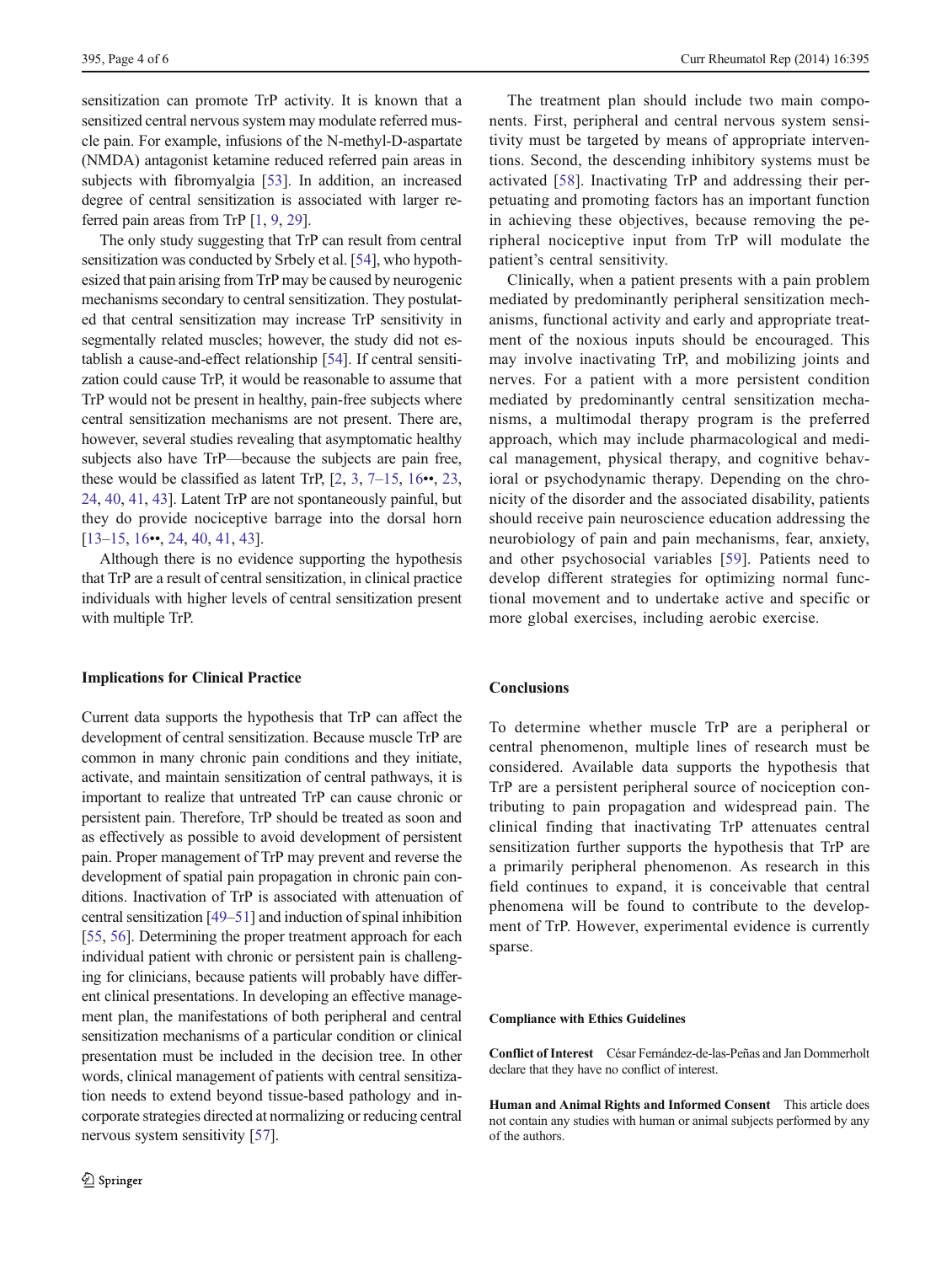sensitization can promote TrP activity. It is known that a sensitized central nervous system may modulate referred muscle pain. For example, infusions of the N-methyl-D-aspartate (NMDA) antagonist ketamine reduced referred pain areas in subjects with fibromyalgia [53]. In addition, an increased degree of central sensitization is associated with larger referred pain areas from TrP [1, 9, 29].

The only study suggesting that TrP can result from central sensitization was conducted by Srbely et al. [54], who hypothesized that pain arising from TrP may be caused by neurogenic mechanisms secondary to central sensitization. They postulated that central sensitization may increase TrP sensitivity in segmentally related muscles; however, the study did not establish a cause-and-effect relationship [54]. If central sensitization could cause TrP, it would be reasonable to assume that TrP would not be present in healthy, pain-free subjects where central sensitization mechanisms are not present. There are, however, several studies revealing that asymptomatic healthy subjects also have TrP—because the subjects are pain free, these would be classified as latent TrP, [2, 3, 7–15, 16••, 23, 24, 40, 41, 43]. Latent TrP are not spontaneously painful, but they do provide nociceptive barrage into the dorsal horn [13–15, 16••, 24, 40, 41, 43].

Although there is no evidence supporting the hypothesis that TrP are a result of central sensitization, in clinical practice individuals with higher levels of central sensitization present with multiple TrP.

## Implications for Clinical Practice

Current data supports the hypothesis that TrP can affect the development of central sensitization. Because muscle TrP are common in many chronic pain conditions and they initiate, activate, and maintain sensitization of central pathways, it is important to realize that untreated TrP can cause chronic or persistent pain. Therefore, TrP should be treated as soon and as effectively as possible to avoid development of persistent pain. Proper management of TrP may prevent and reverse the development of spatial pain propagation in chronic pain conditions. Inactivation of TrP is associated with attenuation of central sensitization [49–51] and induction of spinal inhibition [55, 56]. Determining the proper treatment approach for each individual patient with chronic or persistent pain is challenging for clinicians, because patients will probably have different clinical presentations. In developing an effective management plan, the manifestations of both peripheral and central sensitization mechanisms of a particular condition or clinical presentation must be included in the decision tree. In other words, clinical management of patients with central sensitization needs to extend beyond tissue-based pathology and incorporate strategies directed at normalizing or reducing central nervous system sensitivity [57].

The treatment plan should include two main components. First, peripheral and central nervous system sensitivity must be targeted by means of appropriate interventions. Second, the descending inhibitory systems must be activated [58]. Inactivating TrP and addressing their perpetuating and promoting factors has an important function in achieving these objectives, because removing the peripheral nociceptive input from TrP will modulate the patient's central sensitivity.

Clinically, when a patient presents with a pain problem mediated by predominantly peripheral sensitization mechanisms, functional activity and early and appropriate treatment of the noxious inputs should be encouraged. This may involve inactivating TrP, and mobilizing joints and nerves. For a patient with a more persistent condition mediated by predominantly central sensitization mechanisms, a multimodal therapy program is the preferred approach, which may include pharmacological and medical management, physical therapy, and cognitive behavioral or psychodynamic therapy. Depending on the chronicity of the disorder and the associated disability, patients should receive pain neuroscience education addressing the neurobiology of pain and pain mechanisms, fear, anxiety, and other psychosocial variables [59]. Patients need to develop different strategies for optimizing normal functional movement and to undertake active and specific or more global exercises, including aerobic exercise.

## Conclusions

To determine whether muscle TrP are a peripheral or central phenomenon, multiple lines of research must be considered. Available data supports the hypothesis that TrP are a persistent peripheral source of nociception contributing to pain propagation and widespread pain. The clinical finding that inactivating TrP attenuates central sensitization further supports the hypothesis that TrP are a primarily peripheral phenomenon. As research in this field continues to expand, it is conceivable that central phenomena will be found to contribute to the development of TrP. However, experimental evidence is currently sparse.

#### Compliance with Ethics Guidelines

**Conflict of Interest** César Fernández-de-las-Peñas and Jan Dommerholt declare that they have no conflict of interest.

**Human and Animal Rights and Informed Consent** This article does not contain any studies with human or animal subjects performed by any of the authors.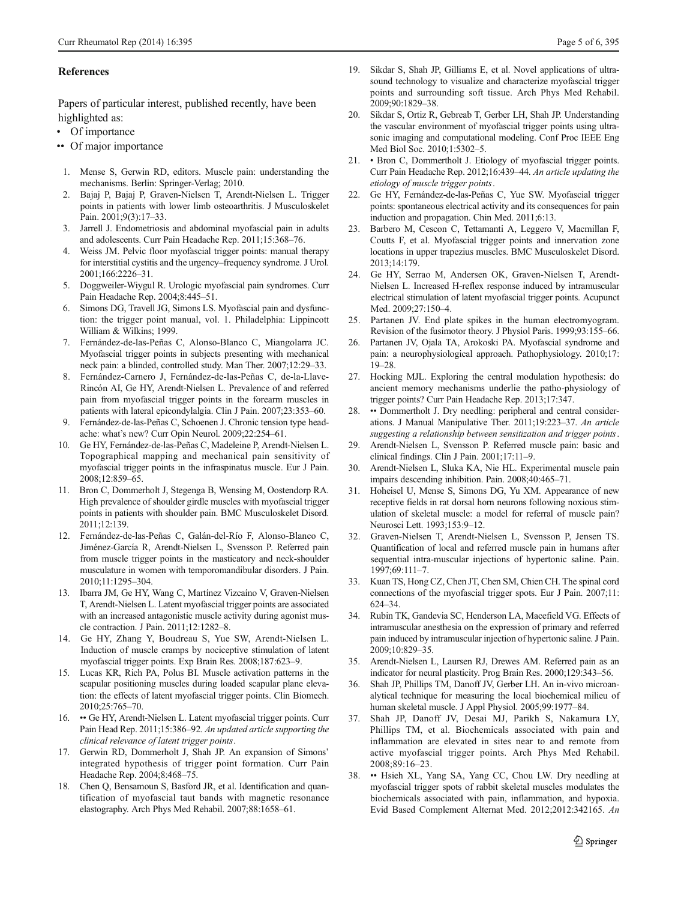## References

Papers of particular interest, published recently, have been highlighted as:

- • Of importance
- •• Of major importance

1. Mense S, Gerwin RD, editors. Muscle pain: understanding the mechanisms. Berlin: Springer-Verlag; 2010.
2. Bajaj P, Bajaj P, Graven-Nielsen T, Arendt-Nielsen L. Trigger points in patients with lower limb osteoarthritis. J Musculoskelet Pain. 2001;9(3):17–33.
3. Jarrell J. Endometriosis and abdominal myofascial pain in adults and adolescents. Curr Pain Headache Rep. 2011;15:368–76.
4. Weiss JM. Pelvic floor myofascial trigger points: manual therapy for interstitial cystitis and the urgency–frequency syndrome. J Urol. 2001;166:2226–31.
5. Doggweiler-Wiygul R. Urologic myofascial pain syndromes. Curr Pain Headache Rep. 2004;8:445–51.
6. Simons DG, Travell JG, Simons LS. Myofascial pain and dysfunction: the trigger point manual, vol. 1. Philadelphia: Lippincott William & Wilkins; 1999.
7. Fernández-de-las-Peñas C, Alonso-Blanco C, Miangolarra JC. Myofascial trigger points in subjects presenting with mechanical neck pain: a blinded, controlled study. Man Ther. 2007;12:29–33.
8. Fernández-Carnero J, Fernández-de-las-Peñas C, de-la-Llave-Rincón AI, Ge HY, Arendt-Nielsen L. Prevalence of and referred pain from myofascial trigger points in the forearm muscles in patients with lateral epicondylalgia. Clin J Pain. 2007;23:353–60.
9. Fernández-de-las-Peñas C, Schoenen J. Chronic tension type headache: what's new? Curr Opin Neurol. 2009;22:254–61.
10. Ge HY, Fernández-de-las-Peñas C, Madeleine P, Arendt-Nielsen L. Topographical mapping and mechanical pain sensitivity of myofascial trigger points in the infraspinatus muscle. Eur J Pain. 2008;12:859–65.
11. Bron C, Dommerholt J, Stegenga B, Wensing M, Oostendorp RA. High prevalence of shoulder girdle muscles with myofascial trigger points in patients with shoulder pain. BMC Musculoskelet Disord. 2011;12:139.
12. Fernández-de-las-Peñas C, Galán-del-Río F, Alonso-Blanco C, Jiménez-García R, Arendt-Nielsen L, Svensson P. Referred pain from muscle trigger points in the masticatory and neck-shoulder musculature in women with temporomandibular disorders. J Pain. 2010;11:1295–304.
13. Ibarra JM, Ge HY, Wang C, Martínez Vizcaíno V, Graven-Nielsen T, Arendt-Nielsen L. Latent myofascial trigger points are associated with an increased antagonistic muscle activity during agonist muscle contraction. J Pain. 2011;12:1282–8.
14. Ge HY, Zhang Y, Boudreau S, Yue SW, Arendt-Nielsen L. Induction of muscle cramps by nociceptive stimulation of latent myofascial trigger points. Exp Brain Res. 2008;187:623–9.
15. Lucas KR, Rich PA, Polus BI. Muscle activation patterns in the scapular positioning muscles during loaded scapular plane elevation: the effects of latent myofascial trigger points. Clin Biomech. 2010;25:765–70.
16. •• Ge HY, Arendt-Nielsen L. Latent myofascial trigger points. Curr Pain Head Rep. 2011;15:386–92. *An updated article supporting the clinical relevance of latent trigger points*.
17. Gerwin RD, Dommerholt J, Shah JP. An expansion of Simons' integrated hypothesis of trigger point formation. Curr Pain Headache Rep. 2004;8:468–75.
18. Chen Q, Bensamoun S, Basford JR, et al. Identification and quantification of myofascial taut bands with magnetic resonance elastography. Arch Phys Med Rehabil. 2007;88:1658–61.
19. Sikdar S, Shah JP, Gilliams E, et al. Novel applications of ultrasound technology to visualize and characterize myofascial trigger points and surrounding soft tissue. Arch Phys Med Rehabil. 2009;90:1829–38.
20. Sikdar S, Ortiz R, Gebreab T, Gerber LH, Shah JP. Understanding the vascular environment of myofascial trigger points using ultrasonic imaging and computational modeling. Conf Proc IEEE Eng Med Biol Soc. 2010;1:5302–5.
21. • Bron C, Dommerholt J. Etiology of myofascial trigger points. Curr Pain Headache Rep. 2012;16:439–44. *An article updating the etiology of muscle trigger points*.
22. Ge HY, Fernández-de-las-Peñas C, Yue SW. Myofascial trigger points: spontaneous electrical activity and its consequences for pain induction and propagation. Chin Med. 2011;6:13.
23. Barbero M, Cescon C, Tettamanti A, Leggero V, Macmillan F, Coutts F, et al. Myofascial trigger points and innervation zone locations in upper trapezius muscles. BMC Musculoskelet Disord. 2013;14:179.
24. Ge HY, Serrao M, Andersen OK, Graven-Nielsen T, Arendt-Nielsen L. Increased H-reflex response induced by intramuscular electrical stimulation of latent myofascial trigger points. Acupunct Med. 2009;27:150–4.
25. Partanen JV. End plate spikes in the human electromyogram. Revision of the fusimotor theory. J Physiol Paris. 1999;93:155–66.
26. Partanen JV, Ojala TA, Arokoski PA. Myofascial syndrome and pain: a neurophysiological approach. Pathophysiology. 2010;17:19–28.
27. Hocking MJL. Exploring the central modulation hypothesis: do ancient memory mechanisms underlie the patho-physiology of trigger points? Curr Pain Headache Rep. 2013;17:347.
28. •• Dommerholt J. Dry needling: peripheral and central considerations. J Manual Manipulative Ther. 2011;19:223–37. *An article suggesting a relationship between sensitization and trigger points*.
29. Arendt-Nielsen L, Svensson P. Referred muscle pain: basic and clinical findings. Clin J Pain. 2001;17:11–9.
30. Arendt-Nielsen L, Sluka KA, Nie HL. Experimental muscle pain impairs descending inhibition. Pain. 2008;40:465–71.
31. Hoheisel U, Mense S, Simons DG, Yu XM. Appearance of new receptive fields in rat dorsal horn neurons following noxious stimulation of skeletal muscle: a model for referral of muscle pain? Neurosci Lett. 1993;153:9–12.
32. Graven-Nielsen T, Arendt-Nielsen L, Svensson P, Jensen TS. Quantification of local and referred muscle pain in humans after sequential intra-muscular injections of hypertonic saline. Pain. 1997;69:111–7.
33. Kuan TS, Hong CZ, Chen JT, Chen SM, Chien CH. The spinal cord connections of the myofascial trigger spots. Eur J Pain. 2007;11:624–34.
34. Rubin TK, Gandevia SC, Henderson LA, Macefield VG. Effects of intramuscular anesthesia on the expression of primary and referred pain induced by intramuscular injection of hypertonic saline. J Pain. 2009;10:829–35.
35. Arendt-Nielsen L, Laursen RJ, Drewes AM. Referred pain as an indicator for neural plasticity. Prog Brain Res. 2000;129:343–56.
36. Shah JP, Phillips TM, Danoff JV, Gerber LH. An in-vivo microanalytical technique for measuring the local biochemical milieu of human skeletal muscle. J Appl Physiol. 2005;99:1977–84.
37. Shah JP, Danoff JV, Desai MJ, Parikh S, Nakamura LY, Phillips TM, et al. Biochemicals associated with pain and inflammation are elevated in sites near to and remote from active myofascial trigger points. Arch Phys Med Rehabil. 2008;89:16–23.
38. •• Hsieh XL, Yang SA, Yang CC, Chou LW. Dry needling at myofascial trigger spots of rabbit skeletal muscles modulates the biochemicals associated with pain, inflammation, and hypoxia. Evid Based Complement Alternat Med. 2012;2012:342165. *An*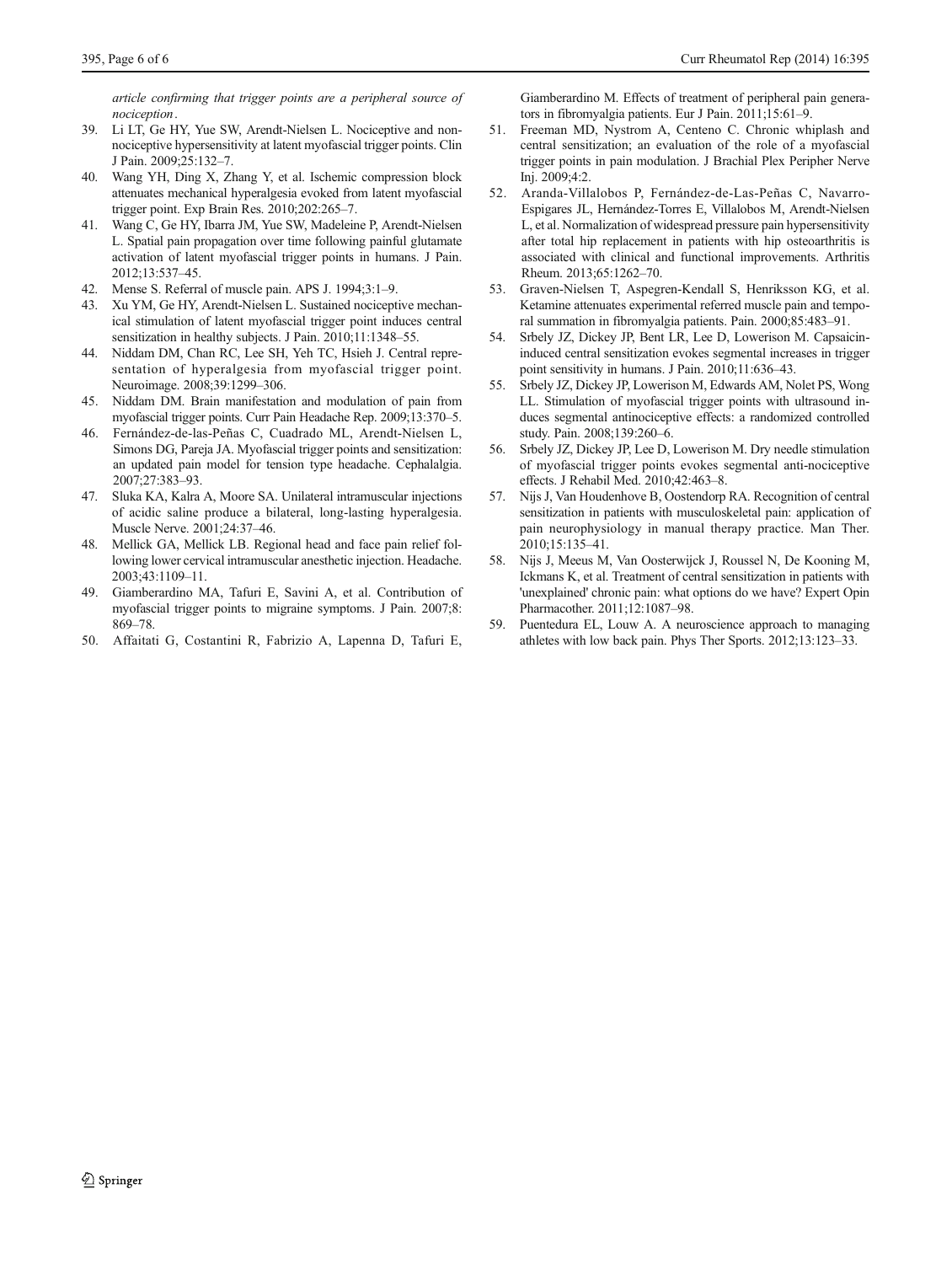*article confirming that trigger points are a peripheral source of nociception*.

39. Li LT, Ge HY, Yue SW, Arendt-Nielsen L. Nociceptive and non-nociceptive hypersensitivity at latent myofascial trigger points. Clin J Pain. 2009;25:132–7.
40. Wang YH, Ding X, Zhang Y, et al. Ischemic compression block attenuates mechanical hyperalgesia evoked from latent myofascial trigger point. Exp Brain Res. 2010;202:265–7.
41. Wang C, Ge HY, Ibarra JM, Yue SW, Madeleine P, Arendt-Nielsen L. Spatial pain propagation over time following painful glutamate activation of latent myofascial trigger points in humans. J Pain. 2012;13:537–45.
42. Mense S. Referral of muscle pain. APS J. 1994;3:1–9.
43. Xu YM, Ge HY, Arendt-Nielsen L. Sustained nociceptive mechanical stimulation of latent myofascial trigger point induces central sensitization in healthy subjects. J Pain. 2010;11:1348–55.
44. Niddam DM, Chan RC, Lee SH, Yeh TC, Hsieh J. Central representation of hyperalgesia from myofascial trigger point. Neuroimage. 2008;39:1299–306.
45. Niddam DM. Brain manifestation and modulation of pain from myofascial trigger points. Curr Pain Headache Rep. 2009;13:370–5.
46. Fernández-de-las-Peñas C, Cuadrado ML, Arendt-Nielsen L, Simons DG, Pareja JA. Myofascial trigger points and sensitization: an updated pain model for tension type headache. Cephalalgia. 2007;27:383–93.
47. Sluka KA, Kalra A, Moore SA. Unilateral intramuscular injections of acidic saline produce a bilateral, long-lasting hyperalgesia. Muscle Nerve. 2001;24:37–46.
48. Mellick GA, Mellick LB. Regional head and face pain relief following lower cervical intramuscular anesthetic injection. Headache. 2003;43:1109–11.
49. Giamberardino MA, Tafuri E, Savini A, et al. Contribution of myofascial trigger points to migraine symptoms. J Pain. 2007;8: 869–78.
50. Affaitati G, Costantini R, Fabrizio A, Lapenna D, Tafuri E, Giamberardino M. Effects of treatment of peripheral pain generators in fibromyalgia patients. Eur J Pain. 2011;15:61–9.
51. Freeman MD, Nystrom A, Centeno C. Chronic whiplash and central sensitization; an evaluation of the role of a myofascial trigger points in pain modulation. J Brachial Plex Peripher Nerve Inj. 2009;4:2.
52. Aranda-Villalobos P, Fernández-de-Las-Peñas C, Navarro-Espigares JL, Hernández-Torres E, Villalobos M, Arendt-Nielsen L, et al. Normalization of widespread pressure pain hypersensitivity after total hip replacement in patients with hip osteoarthritis is associated with clinical and functional improvements. Arthritis Rheum. 2013;65:1262–70.
53. Graven-Nielsen T, Aspegren-Kendall S, Henriksson KG, et al. Ketamine attenuates experimental referred muscle pain and temporal summation in fibromyalgia patients. Pain. 2000;85:483–91.
54. Srbely JZ, Dickey JP, Bent LR, Lee D, Lowerison M. Capsaicin-induced central sensitization evokes segmental increases in trigger point sensitivity in humans. J Pain. 2010;11:636–43.
55. Srbely JZ, Dickey JP, Lowerison M, Edwards AM, Nolet PS, Wong LL. Stimulation of myofascial trigger points with ultrasound induces segmental antinociceptive effects: a randomized controlled study. Pain. 2008;139:260–6.
56. Srbely JZ, Dickey JP, Lee D, Lowerison M. Dry needle stimulation of myofascial trigger points evokes segmental anti-nociceptive effects. J Rehabil Med. 2010;42:463–8.
57. Nijs J, Van Houdenhove B, Oostendorp RA. Recognition of central sensitization in patients with musculoskeletal pain: application of pain neurophysiology in manual therapy practice. Man Ther. 2010;15:135–41.
58. Nijs J, Meeus M, Van Oosterwijck J, Roussel N, De Kooning M, Ickmans K, et al. Treatment of central sensitization in patients with 'unexplained' chronic pain: what options do we have? Expert Opin Pharmacother. 2011;12:1087–98.
59. Puentedura EL, Louw A. A neuroscience approach to managing athletes with low back pain. Phys Ther Sports. 2012;13:123–33.